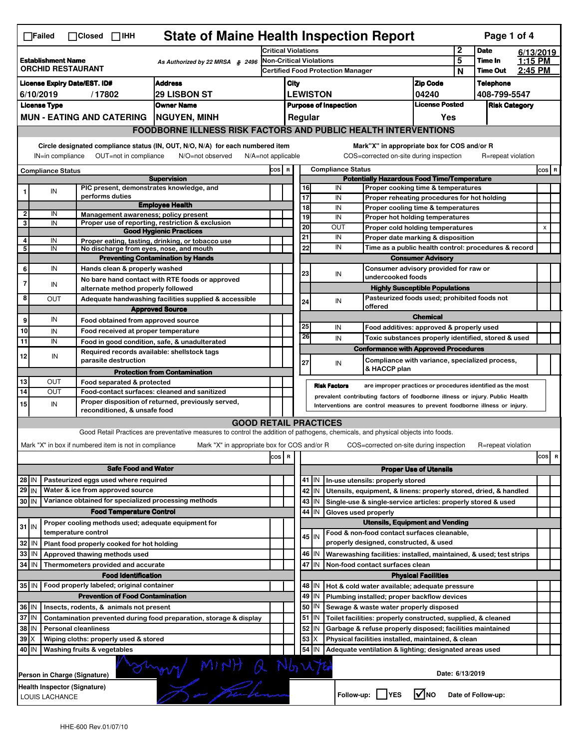☐Failed ☐Closed ☐IHH

# State of Maine Health Inspection Report

| | | | |
|---|---|---|---|
| **Establishment Name** ORCHID RESTAURANT | As Authorized by 22 MRSA § 2496 | Critical Violations | 2 |
| | | Non-Critical Violations | 5 |
| | | Certified Food Protection Manager | N |

**Date** 6/13/2019 **Time In** 1:15 PM **Time Out** 2:45 PM

| License Expiry Date/EST. ID# | Address | City | Zip Code | Telephone |
|---|---|---|---|---|
| 6/10/2019 / 17802 | 29 LISBON ST | LEWISTON | 04240 | 408-799-5547 |

| License Type | Owner Name | Purpose of Inspection | License Posted | Risk Category |
|---|---|---|---|---|
| MUN - EATING AND CATERING | NGUYEN, MINH | Regular | Yes | |

## FOODBORNE ILLNESS RISK FACTORS AND PUBLIC HEALTH INTERVENTIONS

Circle designated compliance status (IN, OUT, N/O, N/A) for each numbered item — IN=in compliance, OUT=not in compliance, N/O=not observed, N/A=not applicable

Mark "X" in appropriate box for COS and/or R — COS=corrected on-site during inspection, R=repeat violation

| # | Compliance Status | Item | COS | R |
|---|---|---|---|---|
| | | **Supervision** | | |
| 1 | IN | PIC present, demonstrates knowledge, and performs duties | | |
| | | **Employee Health** | | |
| 2 | IN | Management awareness; policy present | | |
| 3 | IN | Proper use of reporting, restriction & exclusion | | |
| | | **Good Hygienic Practices** | | |
| 4 | IN | Proper eating, tasting, drinking, or tobacco use | | |
| 5 | IN | No discharge from eyes, nose, and mouth | | |
| | | **Preventing Contamination by Hands** | | |
| 6 | IN | Hands clean & properly washed | | |
| 7 | IN | No bare hand contact with RTE foods or approved alternate method properly followed | | |
| 8 | OUT | Adequate handwashing facilities supplied & accessible | | |
| | | **Approved Source** | | |
| 9 | IN | Food obtained from approved source | | |
| 10 | IN | Food received at proper temperature | | |
| 11 | IN | Food in good condition, safe, & unadulterated | | |
| 12 | IN | Required records available: shellstock tags parasite destruction | | |
| | | **Protection from Contamination** | | |
| 13 | OUT | Food separated & protected | | |
| 14 | OUT | Food-contact surfaces: cleaned and sanitized | | |
| 15 | IN | Proper disposition of returned, previously served, reconditioned, & unsafe food | | |
| | | **Potentially Hazardous Food Time/Temperature** | | |
| 16 | IN | Proper cooking time & temperatures | | |
| 17 | IN | Proper reheating procedures for hot holding | | |
| 18 | IN | Proper cooling time & temperatures | | |
| 19 | IN | Proper hot holding temperatures | | |
| 20 | OUT | Proper cold holding temperatures | | X |
| 21 | IN | Proper date marking & disposition | | |
| 22 | IN | Time as a public health control: procedures & record | | |
| | | **Consumer Advisory** | | |
| 23 | IN | Consumer advisory provided for raw or undercooked foods | | |
| | | **Highly Susceptible Populations** | | |
| 24 | IN | Pasteurized foods used; prohibited foods not offered | | |
| | | **Chemical** | | |
| 25 | IN | Food additives: approved & properly used | | |
| 26 | IN | Toxic substances properly identified, stored & used | | |
| | | **Conformance with Approved Procedures** | | |
| 27 | IN | Compliance with variance, specialized process, & HACCP plan | | |

**Risk Factors** are improper practices or procedures identified as the most prevalent contributing factors of foodborne illness or injury. Public Health Interventions are control measures to prevent foodborne illness or injury.

## GOOD RETAIL PRACTICES

Good Retail Practices are preventative measures to control the addition of pathogens, chemicals, and physical objects into foods.

Mark "X" in box if numbered item is not in compliance. Mark "X" in appropriate box for COS and/or R. COS=corrected on-site during inspection, R=repeat violation

| # | Status | Item | COS | R |
|---|---|---|---|---|
| | | **Safe Food and Water** | | |
| 28 | IN | Pasteurized eggs used where required | | |
| 29 | IN | Water & ice from approved source | | |
| 30 | IN | Variance obtained for specialized processing methods | | |
| | | **Food Temperature Control** | | |
| 31 | IN | Proper cooling methods used; adequate equipment for temperature control | | |
| 32 | IN | Plant food properly cooked for hot holding | | |
| 33 | IN | Approved thawing methods used | | |
| 34 | IN | Thermometers provided and accurate | | |
| | | **Food Identification** | | |
| 35 | IN | Food properly labeled; original container | | |
| | | **Prevention of Food Contamination** | | |
| 36 | IN | Insects, rodents, & animals not present | | |
| 37 | IN | Contamination prevented during food preparation, storage & display | | |
| 38 | IN | Personal cleanliness | | |
| 39 | X | Wiping cloths: properly used & stored | | |
| 40 | IN | Washing fruits & vegetables | | |
| | | **Proper Use of Utensils** | | |
| 41 | IN | In-use utensils: properly stored | | |
| 42 | IN | Utensils, equipment, & linens: properly stored, dried, & handled | | |
| 43 | IN | Single-use & single-service articles: properly stored & used | | |
| 44 | IN | Gloves used properly | | |
| | | **Utensils, Equipment and Vending** | | |
| 45 | IN | Food & non-food contact surfaces cleanable, properly designed, constructed, & used | | |
| 46 | IN | Warewashing facilities: installed, maintained, & used; test strips | | |
| 47 | IN | Non-food contact surfaces clean | | |
| | | **Physical Facilities** | | |
| 48 | IN | Hot & cold water available; adequate pressure | | |
| 49 | IN | Plumbing installed; proper backflow devices | | |
| 50 | IN | Sewage & waste water properly disposed | | |
| 51 | IN | Toilet facilities: properly constructed, supplied, & cleaned | | |
| 52 | IN | Garbage & refuse properly disposed; facilities maintained | | |
| 53 | X | Physical facilities installed, maintained, & clean | | |
| 54 | IN | Adequate ventilation & lighting; designated areas used | | |

**Person in Charge (Signature)** [signature] MINH Q NGUYEN **Date:** 6/13/2019

**Health Inspector (Signature)** LOUIS LACHANCE [signature]

**Follow-up:** ☐ YES ☑ NO **Date of Follow-up:**

HHE-600 Rev.01/07/10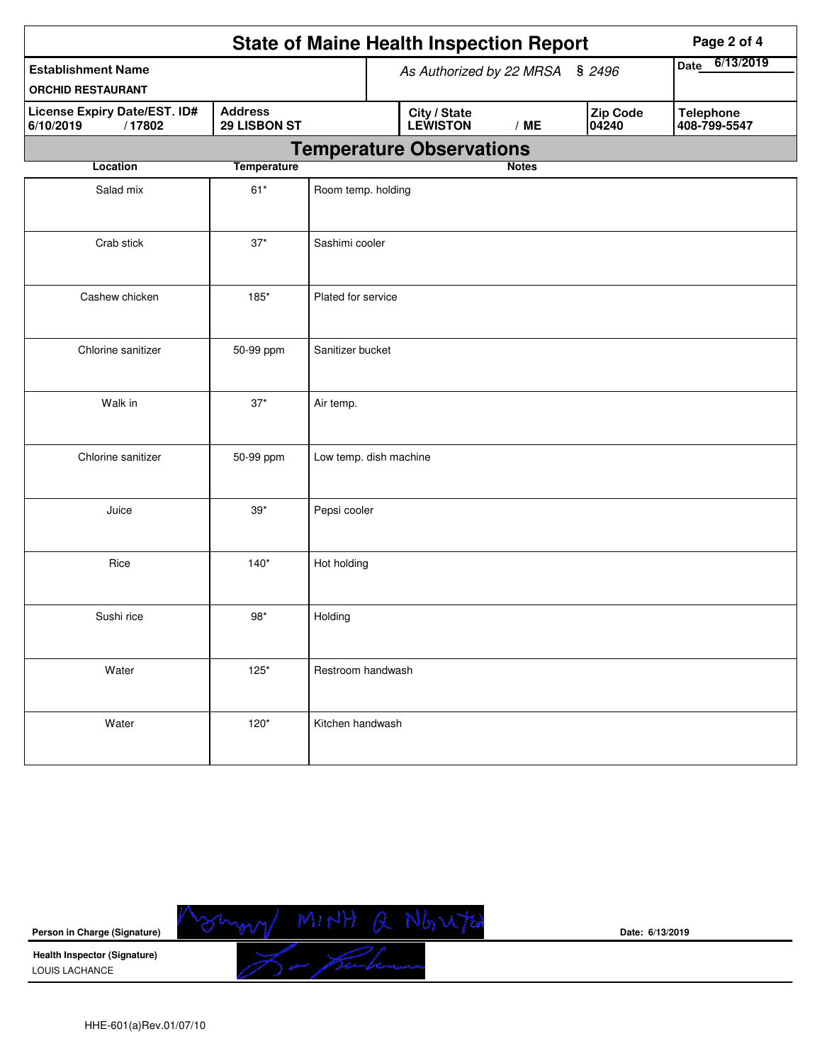# State of Maine Health Inspection Report

| **Establishment Name** | *As Authorized by 22 MRSA § 2496* | **Date** 6/13/2019 |
|---|---|---|
| **ORCHID RESTAURANT** | | |

| **License Expiry Date/EST. ID#** | **Address** | **City / State** | **Zip Code** | **Telephone** |
|---|---|---|---|---|
| 6/10/2019 / 17802 | 29 LISBON ST | LEWISTON / ME | 04240 | 408-799-5547 |

## Temperature Observations

| Location | Temperature | Notes |
|---|---|---|
| Salad mix | 61* | Room temp. holding |
| Crab stick | 37* | Sashimi cooler |
| Cashew chicken | 185* | Plated for service |
| Chlorine sanitizer | 50-99 ppm | Sanitizer bucket |
| Walk in | 37* | Air temp. |
| Chlorine sanitizer | 50-99 ppm | Low temp. dish machine |
| Juice | 39* | Pepsi cooler |
| Rice | 140* | Hot holding |
| Sushi rice | 98* | Holding |
| Water | 125* | Restroom handwash |
| Water | 120* | Kitchen handwash |

**Person in Charge (Signature)** MINH Q NGUYEN **Date:** 6/13/2019

**Health Inspector (Signature)**
LOUIS LACHANCE

HHE-601(a)Rev.01/07/10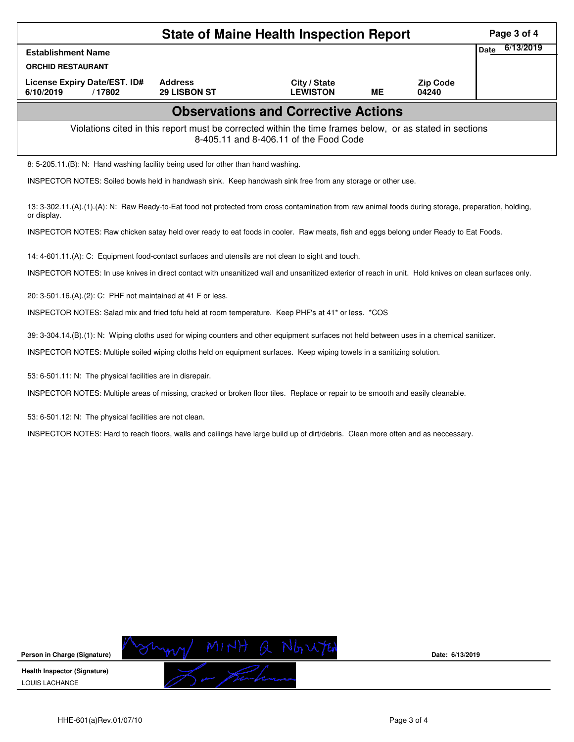# State of Maine Health Inspection Report

| Establishment Name | | | | | Date 6/13/2019 |
|---|---|---|---|---|---|
| ORCHID RESTAURANT | | | | | |
| License Expiry Date/EST. ID# | Address | City / State | | Zip Code | |
| 6/10/2019 / 17802 | 29 LISBON ST | LEWISTON | ME | 04240 | |

## Observations and Corrective Actions

Violations cited in this report must be corrected within the time frames below, or as stated in sections 8-405.11 and 8-406.11 of the Food Code

8: 5-205.11.(B): N: Hand washing facility being used for other than hand washing.

INSPECTOR NOTES: Soiled bowls held in handwash sink. Keep handwash sink free from any storage or other use.

13: 3-302.11.(A).(1).(A): N: Raw Ready-to-Eat food not protected from cross contamination from raw animal foods during storage, preparation, holding, or display.

INSPECTOR NOTES: Raw chicken satay held over ready to eat foods in cooler. Raw meats, fish and eggs belong under Ready to Eat Foods.

14: 4-601.11.(A): C: Equipment food-contact surfaces and utensils are not clean to sight and touch.

INSPECTOR NOTES: In use knives in direct contact with unsanitized wall and unsanitized exterior of reach in unit. Hold knives on clean surfaces only.

20: 3-501.16.(A).(2): C: PHF not maintained at 41 F or less.

INSPECTOR NOTES: Salad mix and fried tofu held at room temperature. Keep PHF's at 41* or less. *COS

39: 3-304.14.(B).(1): N: Wiping cloths used for wiping counters and other equipment surfaces not held between uses in a chemical sanitizer.

INSPECTOR NOTES: Multiple soiled wiping cloths held on equipment surfaces. Keep wiping towels in a sanitizing solution.

53: 6-501.11: N: The physical facilities are in disrepair.

INSPECTOR NOTES: Multiple areas of missing, cracked or broken floor tiles. Replace or repair to be smooth and easily cleanable.

53: 6-501.12: N: The physical facilities are not clean.

INSPECTOR NOTES: Hard to reach floors, walls and ceilings have large build up of dirt/debris. Clean more often and as neccessary.

Person in Charge (Signature) MINH Q NGUYEN Date: 6/13/2019

Health Inspector (Signature)
LOUIS LACHANCE

HHE-601(a)Rev.01/07/10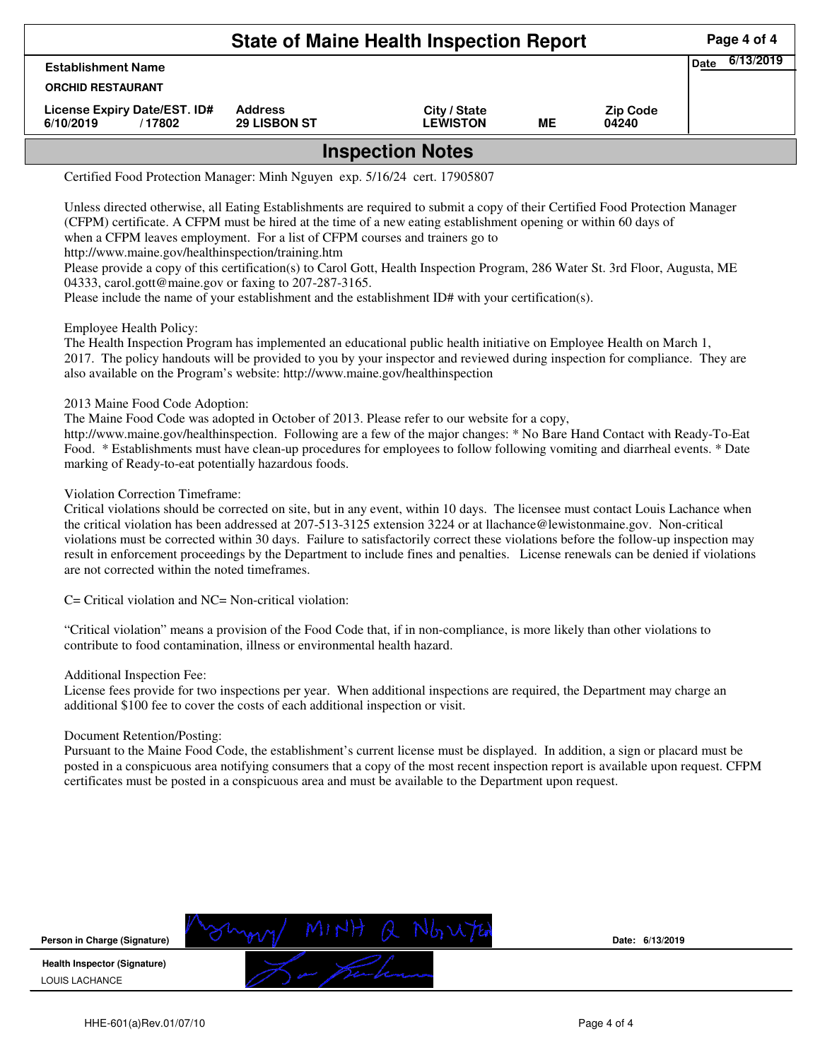# State of Maine Health Inspection Report

| Establishment Name | | | | | Date 6/13/2019 |
|---|---|---|---|---|---|
| ORCHID RESTAURANT | | | | | |
| License Expiry Date/EST. ID# | | Address | City / State | | Zip Code |
| 6/10/2019 | / 17802 | 29 LISBON ST | LEWISTON | ME | 04240 |

## Inspection Notes

Certified Food Protection Manager: Minh Nguyen exp. 5/16/24 cert. 17905807

Unless directed otherwise, all Eating Establishments are required to submit a copy of their Certified Food Protection Manager (CFPM) certificate. A CFPM must be hired at the time of a new eating establishment opening or within 60 days of when a CFPM leaves employment. For a list of CFPM courses and trainers go to http://www.maine.gov/healthinspection/training.htm
Please provide a copy of this certification(s) to Carol Gott, Health Inspection Program, 286 Water St. 3rd Floor, Augusta, ME 04333, carol.gott@maine.gov or faxing to 207-287-3165.
Please include the name of your establishment and the establishment ID# with your certification(s).

Employee Health Policy:
The Health Inspection Program has implemented an educational public health initiative on Employee Health on March 1, 2017. The policy handouts will be provided to you by your inspector and reviewed during inspection for compliance. They are also available on the Program's website: http://www.maine.gov/healthinspection

2013 Maine Food Code Adoption:
The Maine Food Code was adopted in October of 2013. Please refer to our website for a copy, http://www.maine.gov/healthinspection. Following are a few of the major changes: * No Bare Hand Contact with Ready-To-Eat Food. * Establishments must have clean-up procedures for employees to follow following vomiting and diarrheal events. * Date marking of Ready-to-eat potentially hazardous foods.

Violation Correction Timeframe:
Critical violations should be corrected on site, but in any event, within 10 days. The licensee must contact Louis Lachance when the critical violation has been addressed at 207-513-3125 extension 3224 or at llachance@lewistonmaine.gov. Non-critical violations must be corrected within 30 days. Failure to satisfactorily correct these violations before the follow-up inspection may result in enforcement proceedings by the Department to include fines and penalties. License renewals can be denied if violations are not corrected within the noted timeframes.

C= Critical violation and NC= Non-critical violation:

"Critical violation" means a provision of the Food Code that, if in non-compliance, is more likely than other violations to contribute to food contamination, illness or environmental health hazard.

Additional Inspection Fee:
License fees provide for two inspections per year. When additional inspections are required, the Department may charge an additional $100 fee to cover the costs of each additional inspection or visit.

Document Retention/Posting:
Pursuant to the Maine Food Code, the establishment's current license must be displayed. In addition, a sign or placard must be posted in a conspicuous area notifying consumers that a copy of the most recent inspection report is available upon request. CFPM certificates must be posted in a conspicuous area and must be available to the Department upon request.

**Person in Charge (Signature)** [signature: MINH Q NGUYEN] **Date:** 6/13/2019

**Health Inspector (Signature)** [signature]
LOUIS LACHANCE

HHE-601(a)Rev.01/07/10